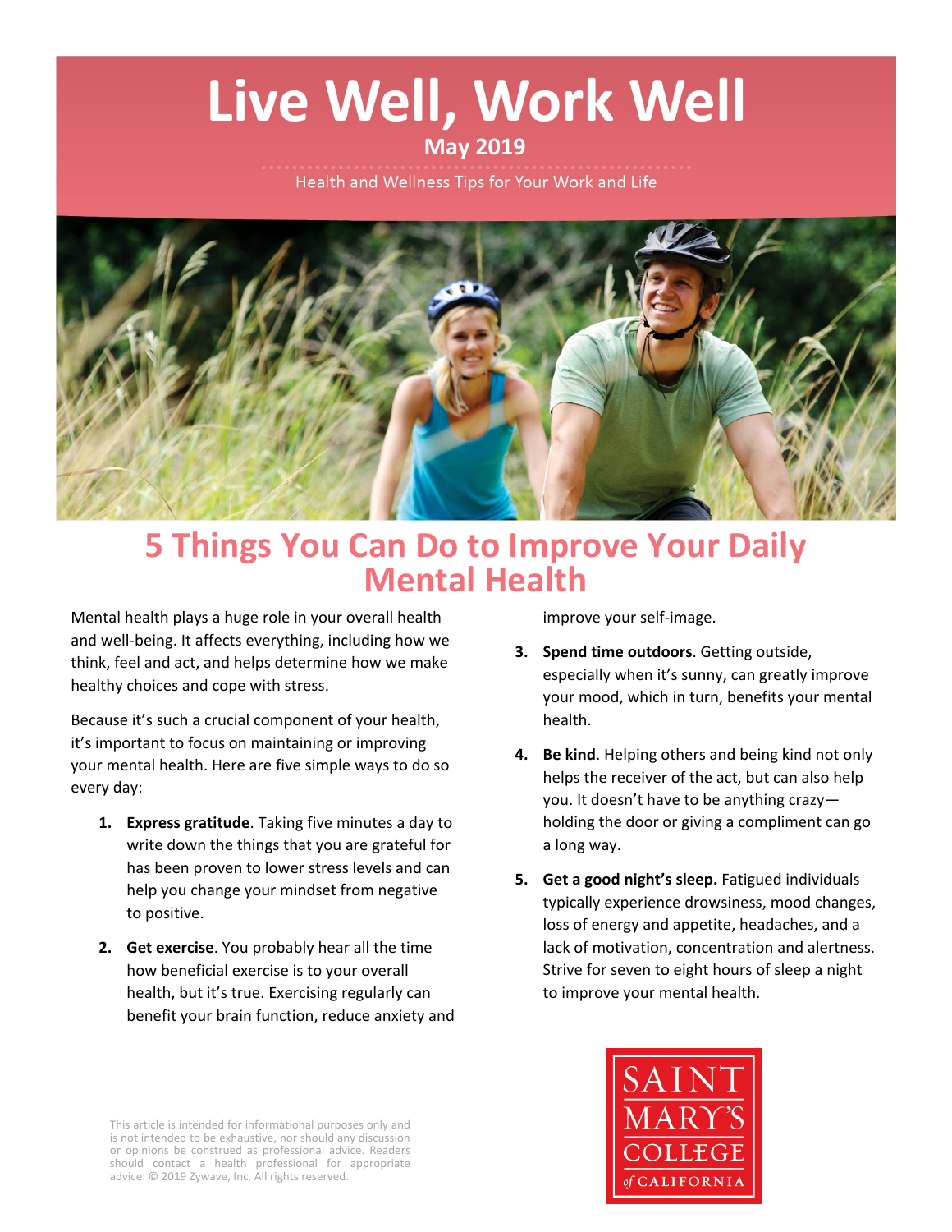# Live Well, Work Well

**May 2019**

Health and Wellness Tips for Your Work and Life

## 5 Things You Can Do to Improve Your Daily Mental Health

Mental health plays a huge role in your overall health and well-being. It affects everything, including how we think, feel and act, and helps determine how we make healthy choices and cope with stress.

Because it's such a crucial component of your health, it's important to focus on maintaining or improving your mental health. Here are five simple ways to do so every day:

1. **Express gratitude**. Taking five minutes a day to write down the things that you are grateful for has been proven to lower stress levels and can help you change your mindset from negative to positive.
2. **Get exercise**. You probably hear all the time how beneficial exercise is to your overall health, but it's true. Exercising regularly can benefit your brain function, reduce anxiety and improve your self-image.
3. **Spend time outdoors**. Getting outside, especially when it's sunny, can greatly improve your mood, which in turn, benefits your mental health.
4. **Be kind**. Helping others and being kind not only helps the receiver of the act, but can also help you. It doesn't have to be anything crazy—holding the door or giving a compliment can go a long way.
5. **Get a good night's sleep.** Fatigued individuals typically experience drowsiness, mood changes, loss of energy and appetite, headaches, and a lack of motivation, concentration and alertness. Strive for seven to eight hours of sleep a night to improve your mental health.

This article is intended for informational purposes only and is not intended to be exhaustive, nor should any discussion or opinions be construed as professional advice. Readers should contact a health professional for appropriate advice. © 2019 Zywave, Inc. All rights reserved.

SAINT MARY'S COLLEGE of CALIFORNIA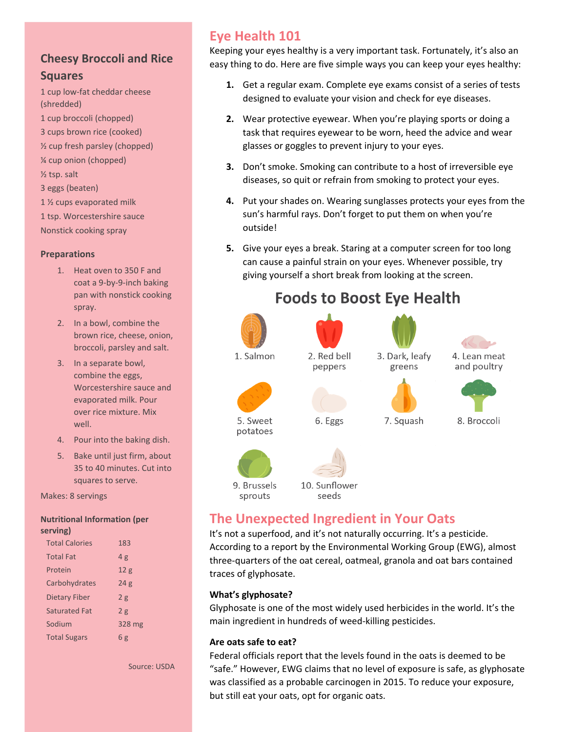## Cheesy Broccoli and Rice Squares

1 cup low-fat cheddar cheese (shredded)
1 cup broccoli (chopped)
3 cups brown rice (cooked)
½ cup fresh parsley (chopped)
¼ cup onion (chopped)
½ tsp. salt
3 eggs (beaten)
1 ½ cups evaporated milk
1 tsp. Worcestershire sauce
Nonstick cooking spray

### Preparations

1. Heat oven to 350 F and coat a 9-by-9-inch baking pan with nonstick cooking spray.
2. In a bowl, combine the brown rice, cheese, onion, broccoli, parsley and salt.
3. In a separate bowl, combine the eggs, Worcestershire sauce and evaporated milk. Pour over rice mixture. Mix well.
4. Pour into the baking dish.
5. Bake until just firm, about 35 to 40 minutes. Cut into squares to serve.

Makes: 8 servings

### Nutritional Information (per serving)

| | |
|---|---|
| Total Calories | 183 |
| Total Fat | 4 g |
| Protein | 12 g |
| Carbohydrates | 24 g |
| Dietary Fiber | 2 g |
| Saturated Fat | 2 g |
| Sodium | 328 mg |
| Total Sugars | 6 g |

Source: USDA

## Eye Health 101

Keeping your eyes healthy is a very important task. Fortunately, it's also an easy thing to do. Here are five simple ways you can keep your eyes healthy:

1. Get a regular exam. Complete eye exams consist of a series of tests designed to evaluate your vision and check for eye diseases.
2. Wear protective eyewear. When you're playing sports or doing a task that requires eyewear to be worn, heed the advice and wear glasses or goggles to prevent injury to your eyes.
3. Don't smoke. Smoking can contribute to a host of irreversible eye diseases, so quit or refrain from smoking to protect your eyes.
4. Put your shades on. Wearing sunglasses protects your eyes from the sun's harmful rays. Don't forget to put them on when you're outside!
5. Give your eyes a break. Staring at a computer screen for too long can cause a painful strain on your eyes. Whenever possible, try giving yourself a short break from looking at the screen.

## Foods to Boost Eye Health

1. Salmon
2. Red bell peppers
3. Dark, leafy greens
4. Lean meat and poultry
5. Sweet potatoes
6. Eggs
7. Squash
8. Broccoli
9. Brussels sprouts
10. Sunflower seeds

## The Unexpected Ingredient in Your Oats

It's not a superfood, and it's not naturally occurring. It's a pesticide. According to a report by the Environmental Working Group (EWG), almost three-quarters of the oat cereal, oatmeal, granola and oat bars contained traces of glyphosate.

**What's glyphosate?**

Glyphosate is one of the most widely used herbicides in the world. It's the main ingredient in hundreds of weed-killing pesticides.

**Are oats safe to eat?**

Federal officials report that the levels found in the oats is deemed to be "safe." However, EWG claims that no level of exposure is safe, as glyphosate was classified as a probable carcinogen in 2015. To reduce your exposure, but still eat your oats, opt for organic oats.